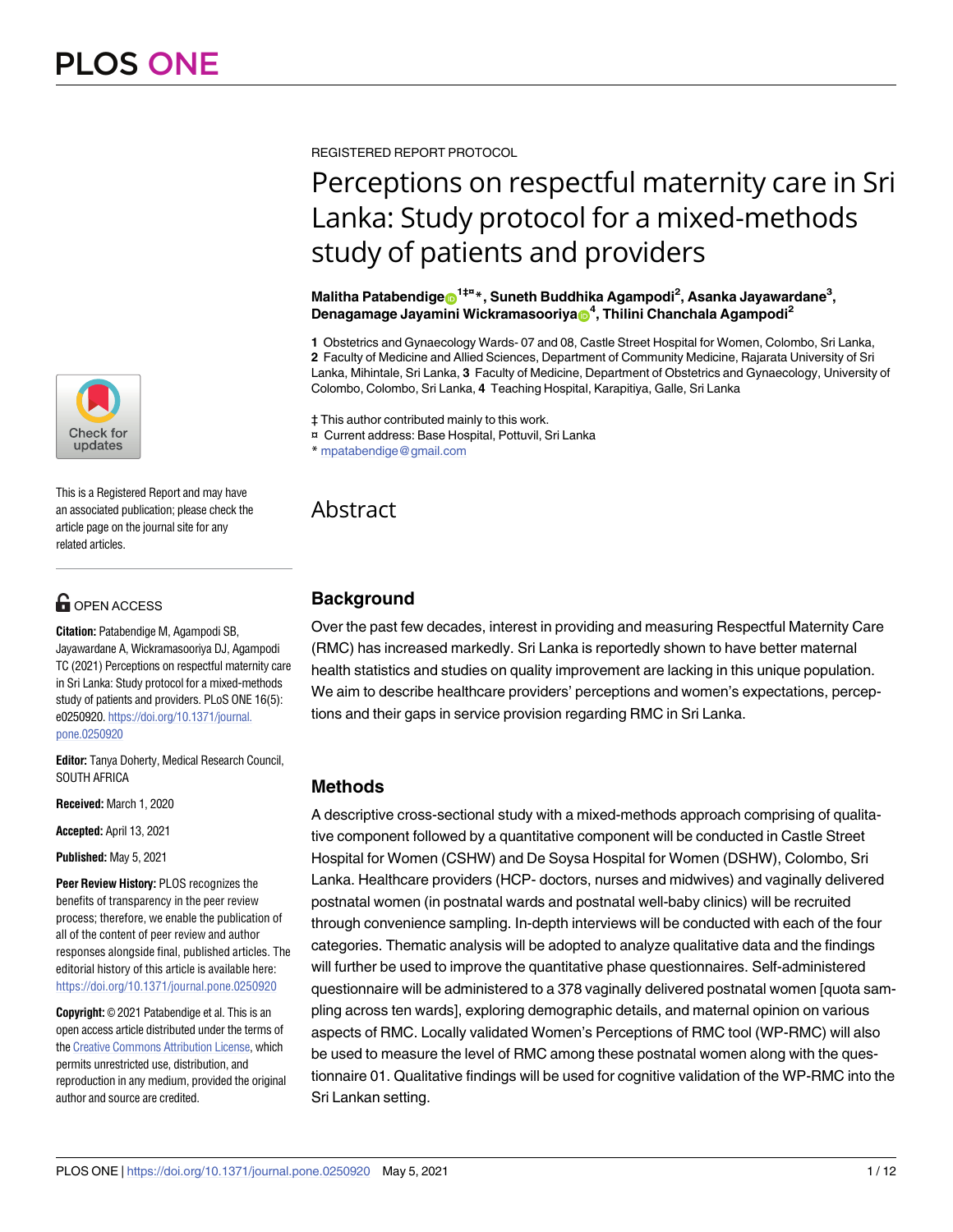REGISTERED REPORT PROTOCOL

# Perceptions on respectful maternity care in Sri Lanka: Study protocol for a mixed-methods study of patients and providers

**Malitha Patabendige**[1‡¤]*, **Suneth Buddhika Agampodi**[2], **Asanka Jayawardane**[3], **Denagamage Jayamini Wickramasooriya**[4], **Thilini Chanchala Agampodi**[2]

**1** Obstetrics and Gynaecology Wards- 07 and 08, Castle Street Hospital for Women, Colombo, Sri Lanka, **2** Faculty of Medicine and Allied Sciences, Department of Community Medicine, Rajarata University of Sri Lanka, Mihintale, Sri Lanka, **3** Faculty of Medicine, Department of Obstetrics and Gynaecology, University of Colombo, Colombo, Sri Lanka, **4** Teaching Hospital, Karapitiya, Galle, Sri Lanka

‡ This author contributed mainly to this work.
¤ Current address: Base Hospital, Pottuvil, Sri Lanka
* mpatabendige@gmail.com

This is a Registered Report and may have an associated publication; please check the article page on the journal site for any related articles.

OPEN ACCESS

**Citation:** Patabendige M, Agampodi SB, Jayawardane A, Wickramasooriya DJ, Agampodi TC (2021) Perceptions on respectful maternity care in Sri Lanka: Study protocol for a mixed-methods study of patients and providers. PLoS ONE 16(5): e0250920. https://doi.org/10.1371/journal.pone.0250920

**Editor:** Tanya Doherty, Medical Research Council, SOUTH AFRICA

**Received:** March 1, 2020

**Accepted:** April 13, 2021

**Published:** May 5, 2021

**Peer Review History:** PLOS recognizes the benefits of transparency in the peer review process; therefore, we enable the publication of all of the content of peer review and author responses alongside final, published articles. The editorial history of this article is available here: https://doi.org/10.1371/journal.pone.0250920

**Copyright:** © 2021 Patabendige et al. This is an open access article distributed under the terms of the Creative Commons Attribution License, which permits unrestricted use, distribution, and reproduction in any medium, provided the original author and source are credited.

## Abstract

### Background

Over the past few decades, interest in providing and measuring Respectful Maternity Care (RMC) has increased markedly. Sri Lanka is reportedly shown to have better maternal health statistics and studies on quality improvement are lacking in this unique population. We aim to describe healthcare providers' perceptions and women's expectations, perceptions and their gaps in service provision regarding RMC in Sri Lanka.

### Methods

A descriptive cross-sectional study with a mixed-methods approach comprising of qualitative component followed by a quantitative component will be conducted in Castle Street Hospital for Women (CSHW) and De Soysa Hospital for Women (DSHW), Colombo, Sri Lanka. Healthcare providers (HCP- doctors, nurses and midwives) and vaginally delivered postnatal women (in postnatal wards and postnatal well-baby clinics) will be recruited through convenience sampling. In-depth interviews will be conducted with each of the four categories. Thematic analysis will be adopted to analyze qualitative data and the findings will further be used to improve the quantitative phase questionnaires. Self-administered questionnaire will be administered to a 378 vaginally delivered postnatal women [quota sampling across ten wards], exploring demographic details, and maternal opinion on various aspects of RMC. Locally validated Women's Perceptions of RMC tool (WP-RMC) will also be used to measure the level of RMC among these postnatal women along with the questionnaire 01. Qualitative findings will be used for cognitive validation of the WP-RMC into the Sri Lankan setting.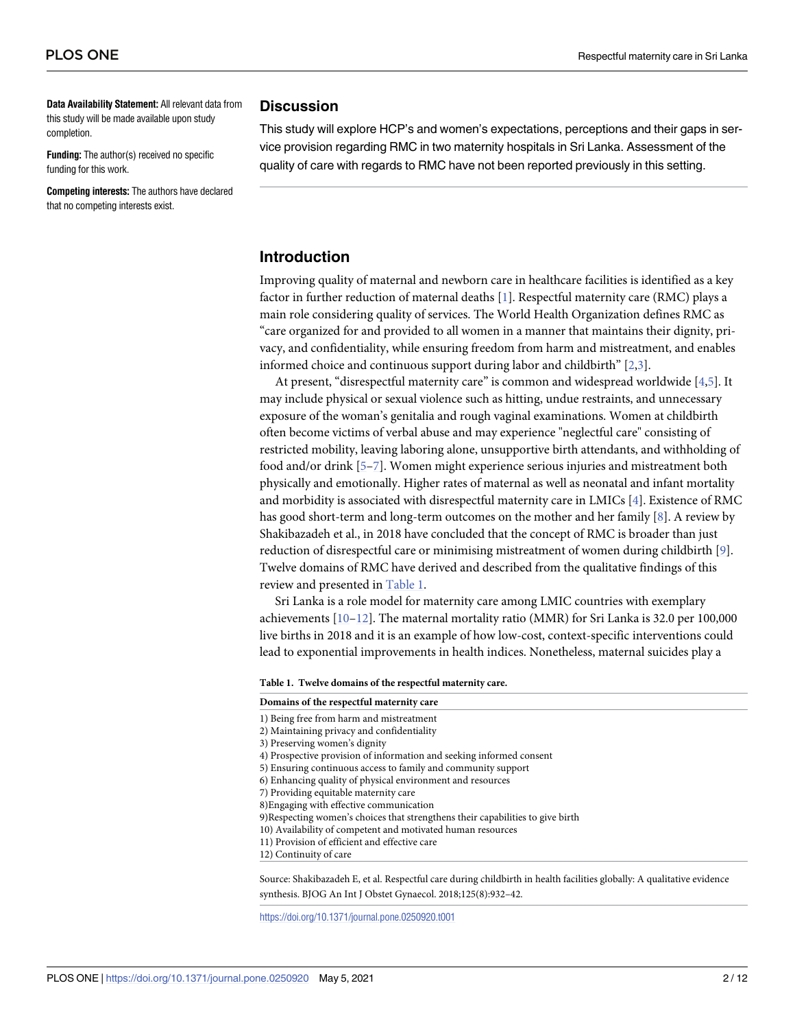**Data Availability Statement:** All relevant data from this study will be made available upon study completion.

**Funding:** The author(s) received no specific funding for this work.

**Competing interests:** The authors have declared that no competing interests exist.

## Discussion

This study will explore HCP's and women's expectations, perceptions and their gaps in service provision regarding RMC in two maternity hospitals in Sri Lanka. Assessment of the quality of care with regards to RMC have not been reported previously in this setting.

## Introduction

Improving quality of maternal and newborn care in healthcare facilities is identified as a key factor in further reduction of maternal deaths [1]. Respectful maternity care (RMC) plays a main role considering quality of services. The World Health Organization defines RMC as "care organized for and provided to all women in a manner that maintains their dignity, privacy, and confidentiality, while ensuring freedom from harm and mistreatment, and enables informed choice and continuous support during labor and childbirth" [2,3].

At present, "disrespectful maternity care" is common and widespread worldwide [4,5]. It may include physical or sexual violence such as hitting, undue restraints, and unnecessary exposure of the woman's genitalia and rough vaginal examinations. Women at childbirth often become victims of verbal abuse and may experience "neglectful care" consisting of restricted mobility, leaving laboring alone, unsupportive birth attendants, and withholding of food and/or drink [5–7]. Women might experience serious injuries and mistreatment both physically and emotionally. Higher rates of maternal as well as neonatal and infant mortality and morbidity is associated with disrespectful maternity care in LMICs [4]. Existence of RMC has good short-term and long-term outcomes on the mother and her family [8]. A review by Shakibazadeh et al., in 2018 have concluded that the concept of RMC is broader than just reduction of disrespectful care or minimising mistreatment of women during childbirth [9]. Twelve domains of RMC have derived and described from the qualitative findings of this review and presented in Table 1.

Sri Lanka is a role model for maternity care among LMIC countries with exemplary achievements [10–12]. The maternal mortality ratio (MMR) for Sri Lanka is 32.0 per 100,000 live births in 2018 and it is an example of how low-cost, context-specific interventions could lead to exponential improvements in health indices. Nonetheless, maternal suicides play a

**Table 1. Twelve domains of the respectful maternity care.**

| Domains of the respectful maternity care |
|---|
| 1) Being free from harm and mistreatment |
| 2) Maintaining privacy and confidentiality |
| 3) Preserving women's dignity |
| 4) Prospective provision of information and seeking informed consent |
| 5) Ensuring continuous access to family and community support |
| 6) Enhancing quality of physical environment and resources |
| 7) Providing equitable maternity care |
| 8)Engaging with effective communication |
| 9)Respecting women's choices that strengthens their capabilities to give birth |
| 10) Availability of competent and motivated human resources |
| 11) Provision of efficient and effective care |
| 12) Continuity of care |

Source: Shakibazadeh E, et al. Respectful care during childbirth in health facilities globally: A qualitative evidence synthesis. BJOG An Int J Obstet Gynaecol. 2018;125(8):932–42.

https://doi.org/10.1371/journal.pone.0250920.t001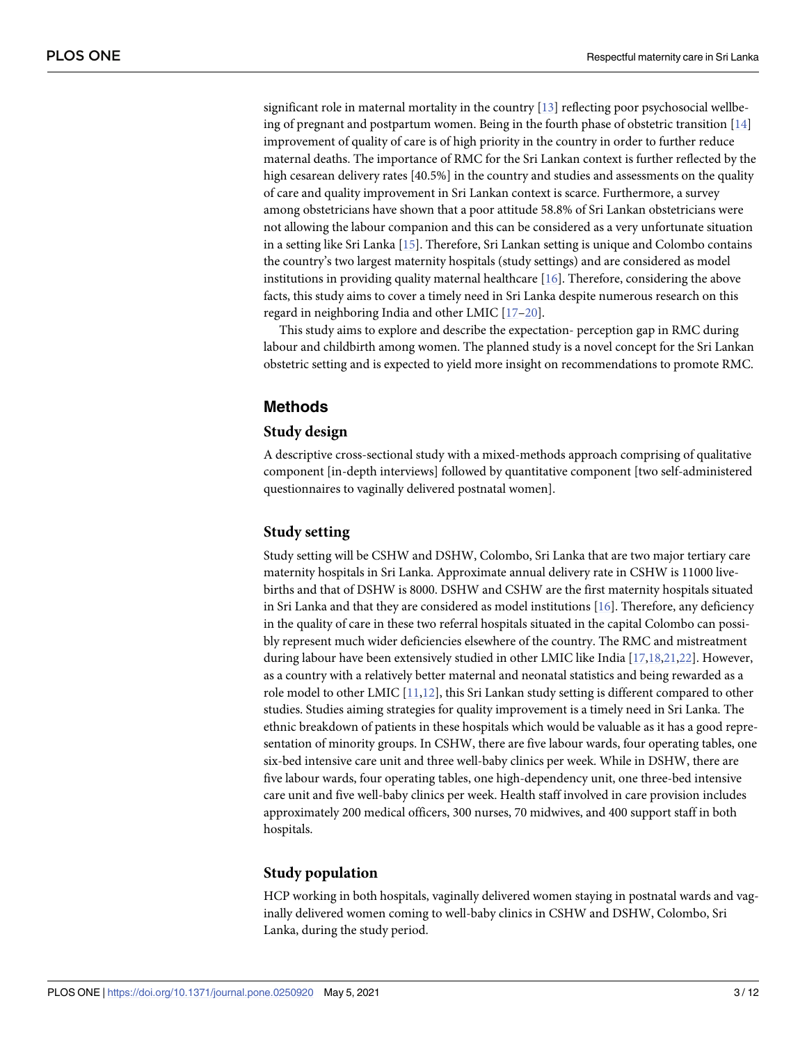significant role in maternal mortality in the country [13] reflecting poor psychosocial wellbeing of pregnant and postpartum women. Being in the fourth phase of obstetric transition [14] improvement of quality of care is of high priority in the country in order to further reduce maternal deaths. The importance of RMC for the Sri Lankan context is further reflected by the high cesarean delivery rates [40.5%] in the country and studies and assessments on the quality of care and quality improvement in Sri Lankan context is scarce. Furthermore, a survey among obstetricians have shown that a poor attitude 58.8% of Sri Lankan obstetricians were not allowing the labour companion and this can be considered as a very unfortunate situation in a setting like Sri Lanka [15]. Therefore, Sri Lankan setting is unique and Colombo contains the country's two largest maternity hospitals (study settings) and are considered as model institutions in providing quality maternal healthcare [16]. Therefore, considering the above facts, this study aims to cover a timely need in Sri Lanka despite numerous research on this regard in neighboring India and other LMIC [17–20].

This study aims to explore and describe the expectation- perception gap in RMC during labour and childbirth among women. The planned study is a novel concept for the Sri Lankan obstetric setting and is expected to yield more insight on recommendations to promote RMC.

## Methods

### Study design

A descriptive cross-sectional study with a mixed-methods approach comprising of qualitative component [in-depth interviews] followed by quantitative component [two self-administered questionnaires to vaginally delivered postnatal women].

### Study setting

Study setting will be CSHW and DSHW, Colombo, Sri Lanka that are two major tertiary care maternity hospitals in Sri Lanka. Approximate annual delivery rate in CSHW is 11000 live-births and that of DSHW is 8000. DSHW and CSHW are the first maternity hospitals situated in Sri Lanka and that they are considered as model institutions [16]. Therefore, any deficiency in the quality of care in these two referral hospitals situated in the capital Colombo can possibly represent much wider deficiencies elsewhere of the country. The RMC and mistreatment during labour have been extensively studied in other LMIC like India [17,18,21,22]. However, as a country with a relatively better maternal and neonatal statistics and being rewarded as a role model to other LMIC [11,12], this Sri Lankan study setting is different compared to other studies. Studies aiming strategies for quality improvement is a timely need in Sri Lanka. The ethnic breakdown of patients in these hospitals which would be valuable as it has a good representation of minority groups. In CSHW, there are five labour wards, four operating tables, one six-bed intensive care unit and three well-baby clinics per week. While in DSHW, there are five labour wards, four operating tables, one high-dependency unit, one three-bed intensive care unit and five well-baby clinics per week. Health staff involved in care provision includes approximately 200 medical officers, 300 nurses, 70 midwives, and 400 support staff in both hospitals.

### Study population

HCP working in both hospitals, vaginally delivered women staying in postnatal wards and vaginally delivered women coming to well-baby clinics in CSHW and DSHW, Colombo, Sri Lanka, during the study period.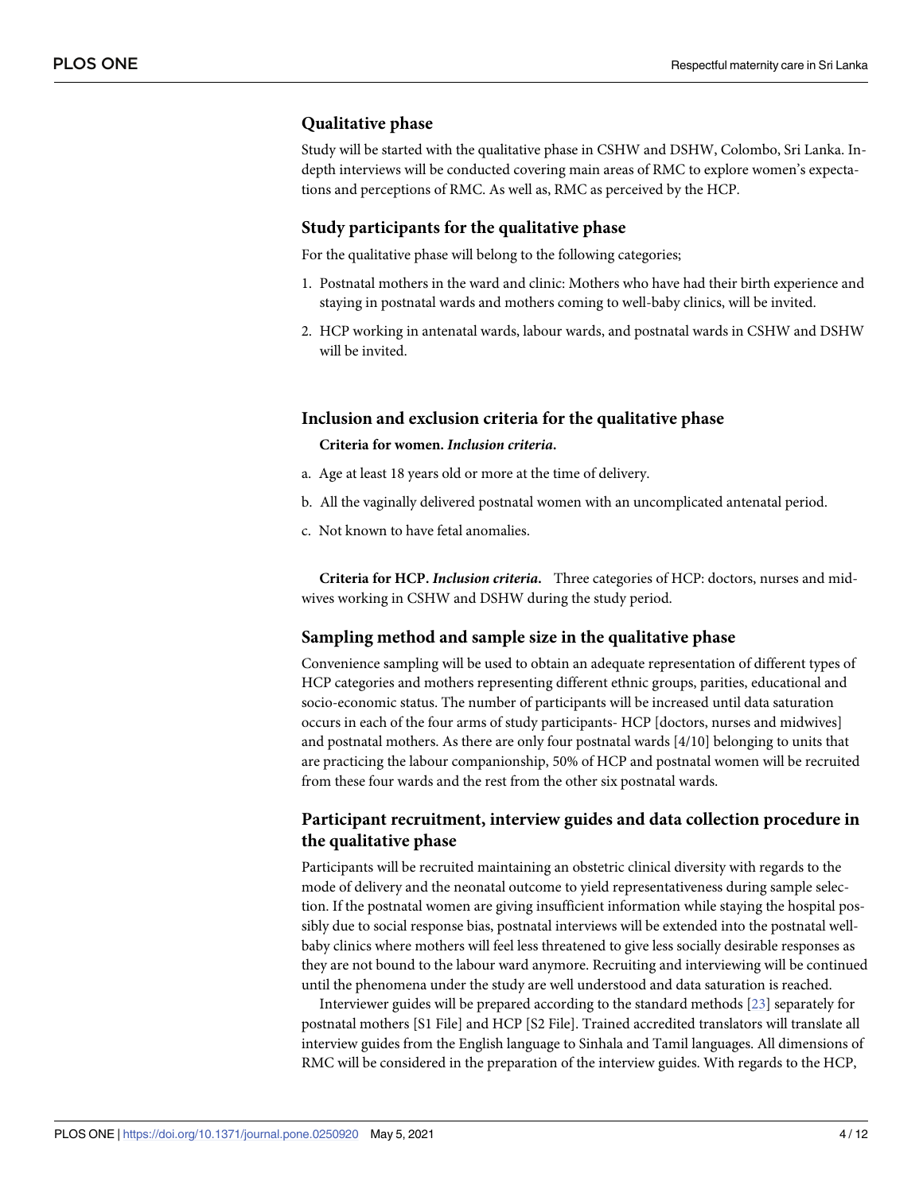## Qualitative phase

Study will be started with the qualitative phase in CSHW and DSHW, Colombo, Sri Lanka. In-depth interviews will be conducted covering main areas of RMC to explore women's expectations and perceptions of RMC. As well as, RMC as perceived by the HCP.

## Study participants for the qualitative phase

For the qualitative phase will belong to the following categories;

1. Postnatal mothers in the ward and clinic: Mothers who have had their birth experience and staying in postnatal wards and mothers coming to well-baby clinics, will be invited.
2. HCP working in antenatal wards, labour wards, and postnatal wards in CSHW and DSHW will be invited.

## Inclusion and exclusion criteria for the qualitative phase

**Criteria for women.** ***Inclusion criteria.***

a. Age at least 18 years old or more at the time of delivery.

b. All the vaginally delivered postnatal women with an uncomplicated antenatal period.

c. Not known to have fetal anomalies.

**Criteria for HCP.** ***Inclusion criteria.*** Three categories of HCP: doctors, nurses and midwives working in CSHW and DSHW during the study period.

## Sampling method and sample size in the qualitative phase

Convenience sampling will be used to obtain an adequate representation of different types of HCP categories and mothers representing different ethnic groups, parities, educational and socio-economic status. The number of participants will be increased until data saturation occurs in each of the four arms of study participants- HCP [doctors, nurses and midwives] and postnatal mothers. As there are only four postnatal wards [4/10] belonging to units that are practicing the labour companionship, 50% of HCP and postnatal women will be recruited from these four wards and the rest from the other six postnatal wards.

## Participant recruitment, interview guides and data collection procedure in the qualitative phase

Participants will be recruited maintaining an obstetric clinical diversity with regards to the mode of delivery and the neonatal outcome to yield representativeness during sample selection. If the postnatal women are giving insufficient information while staying the hospital possibly due to social response bias, postnatal interviews will be extended into the postnatal well-baby clinics where mothers will feel less threatened to give less socially desirable responses as they are not bound to the labour ward anymore. Recruiting and interviewing will be continued until the phenomena under the study are well understood and data saturation is reached.

Interviewer guides will be prepared according to the standard methods [23] separately for postnatal mothers [S1 File] and HCP [S2 File]. Trained accredited translators will translate all interview guides from the English language to Sinhala and Tamil languages. All dimensions of RMC will be considered in the preparation of the interview guides. With regards to the HCP,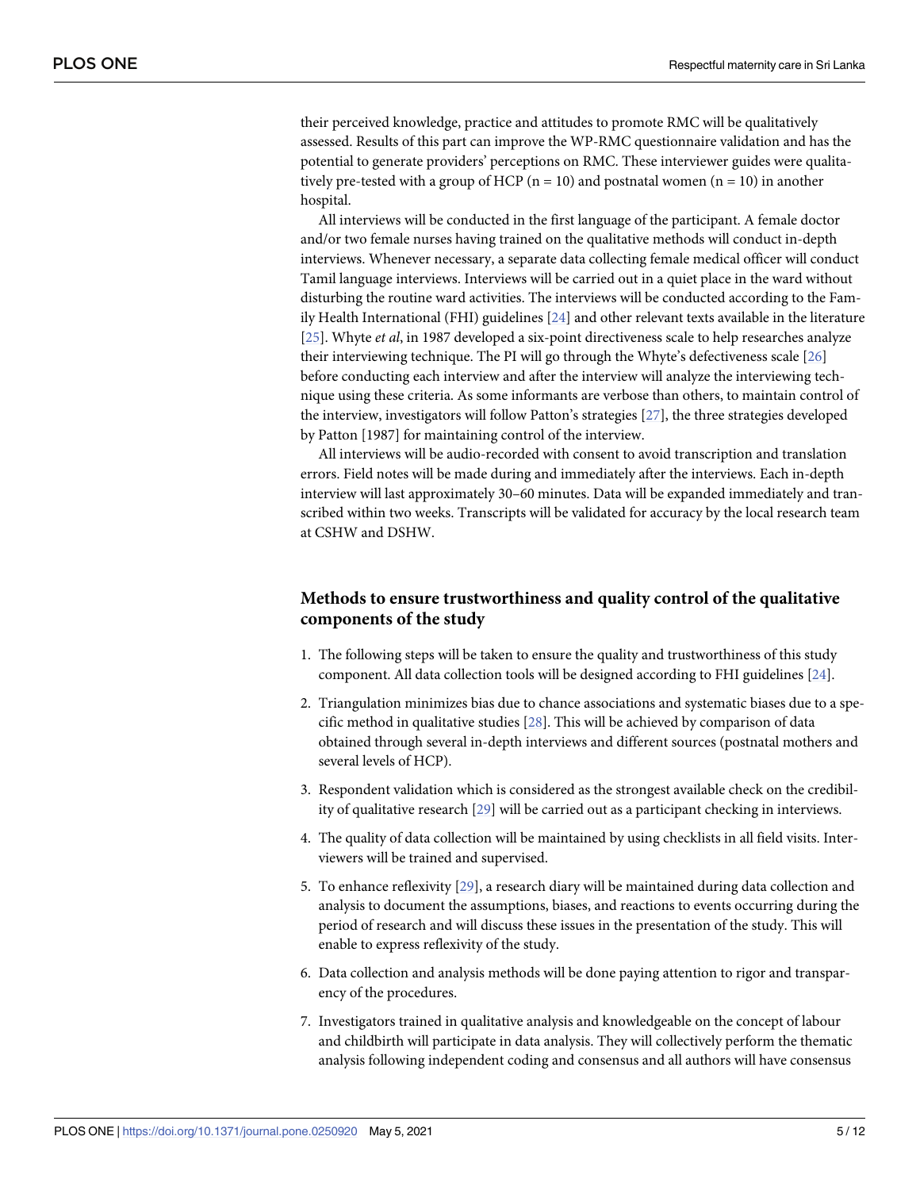their perceived knowledge, practice and attitudes to promote RMC will be qualitatively assessed. Results of this part can improve the WP-RMC questionnaire validation and has the potential to generate providers' perceptions on RMC. These interviewer guides were qualitatively pre-tested with a group of HCP (n = 10) and postnatal women (n = 10) in another hospital.

All interviews will be conducted in the first language of the participant. A female doctor and/or two female nurses having trained on the qualitative methods will conduct in-depth interviews. Whenever necessary, a separate data collecting female medical officer will conduct Tamil language interviews. Interviews will be carried out in a quiet place in the ward without disturbing the routine ward activities. The interviews will be conducted according to the Family Health International (FHI) guidelines [24] and other relevant texts available in the literature [25]. Whyte *et al*, in 1987 developed a six-point directiveness scale to help researches analyze their interviewing technique. The PI will go through the Whyte's defectiveness scale [26] before conducting each interview and after the interview will analyze the interviewing technique using these criteria. As some informants are verbose than others, to maintain control of the interview, investigators will follow Patton's strategies [27], the three strategies developed by Patton [1987] for maintaining control of the interview.

All interviews will be audio-recorded with consent to avoid transcription and translation errors. Field notes will be made during and immediately after the interviews. Each in-depth interview will last approximately 30–60 minutes. Data will be expanded immediately and transcribed within two weeks. Transcripts will be validated for accuracy by the local research team at CSHW and DSHW.

## Methods to ensure trustworthiness and quality control of the qualitative components of the study

1. The following steps will be taken to ensure the quality and trustworthiness of this study component. All data collection tools will be designed according to FHI guidelines [24].
2. Triangulation minimizes bias due to chance associations and systematic biases due to a specific method in qualitative studies [28]. This will be achieved by comparison of data obtained through several in-depth interviews and different sources (postnatal mothers and several levels of HCP).
3. Respondent validation which is considered as the strongest available check on the credibility of qualitative research [29] will be carried out as a participant checking in interviews.
4. The quality of data collection will be maintained by using checklists in all field visits. Interviewers will be trained and supervised.
5. To enhance reflexivity [29], a research diary will be maintained during data collection and analysis to document the assumptions, biases, and reactions to events occurring during the period of research and will discuss these issues in the presentation of the study. This will enable to express reflexivity of the study.
6. Data collection and analysis methods will be done paying attention to rigor and transparency of the procedures.
7. Investigators trained in qualitative analysis and knowledgeable on the concept of labour and childbirth will participate in data analysis. They will collectively perform the thematic analysis following independent coding and consensus and all authors will have consensus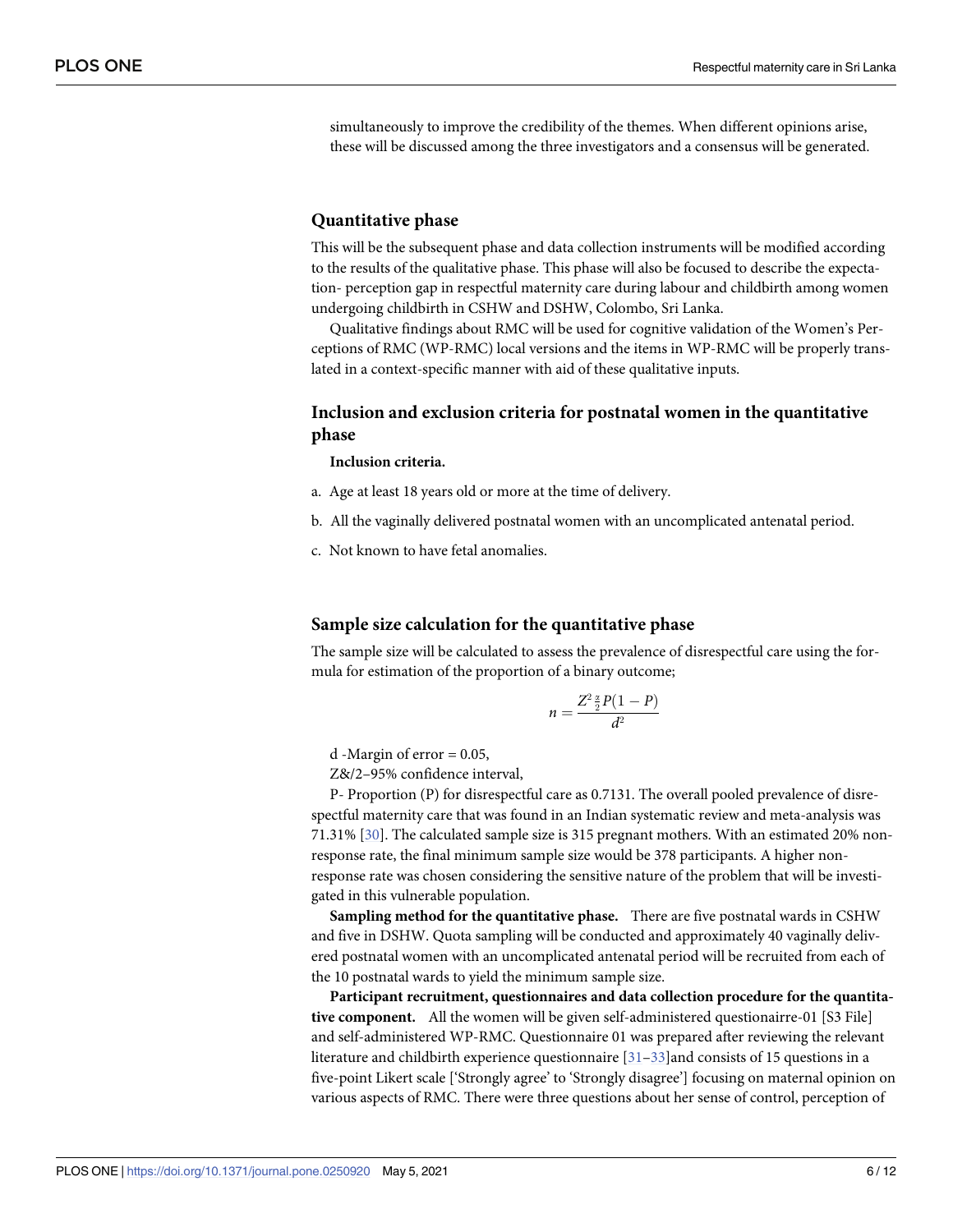simultaneously to improve the credibility of the themes. When different opinions arise, these will be discussed among the three investigators and a consensus will be generated.

## Quantitative phase

This will be the subsequent phase and data collection instruments will be modified according to the results of the qualitative phase. This phase will also be focused to describe the expectation- perception gap in respectful maternity care during labour and childbirth among women undergoing childbirth in CSHW and DSHW, Colombo, Sri Lanka.

Qualitative findings about RMC will be used for cognitive validation of the Women's Perceptions of RMC (WP-RMC) local versions and the items in WP-RMC will be properly translated in a context-specific manner with aid of these qualitative inputs.

## Inclusion and exclusion criteria for postnatal women in the quantitative phase

**Inclusion criteria.**

a. Age at least 18 years old or more at the time of delivery.

b. All the vaginally delivered postnatal women with an uncomplicated antenatal period.

c. Not known to have fetal anomalies.

## Sample size calculation for the quantitative phase

The sample size will be calculated to assess the prevalence of disrespectful care using the formula for estimation of the proportion of a binary outcome;

$$n = \frac{Z^2{}_{\frac{\alpha}{2}} P(1-P)}{d^2}$$

d -Margin of error = 0.05,

Z&/2–95% confidence interval,

P- Proportion (P) for disrespectful care as 0.7131. The overall pooled prevalence of disrespectful maternity care that was found in an Indian systematic review and meta-analysis was 71.31% [30]. The calculated sample size is 315 pregnant mothers. With an estimated 20% non-response rate, the final minimum sample size would be 378 participants. A higher non-response rate was chosen considering the sensitive nature of the problem that will be investigated in this vulnerable population.

**Sampling method for the quantitative phase.** There are five postnatal wards in CSHW and five in DSHW. Quota sampling will be conducted and approximately 40 vaginally delivered postnatal women with an uncomplicated antenatal period will be recruited from each of the 10 postnatal wards to yield the minimum sample size.

**Participant recruitment, questionnaires and data collection procedure for the quantitative component.** All the women will be given self-administered questionairre-01 [S3 File] and self-administered WP-RMC. Questionnaire 01 was prepared after reviewing the relevant literature and childbirth experience questionnaire [31–33]and consists of 15 questions in a five-point Likert scale ['Strongly agree' to 'Strongly disagree'] focusing on maternal opinion on various aspects of RMC. There were three questions about her sense of control, perception of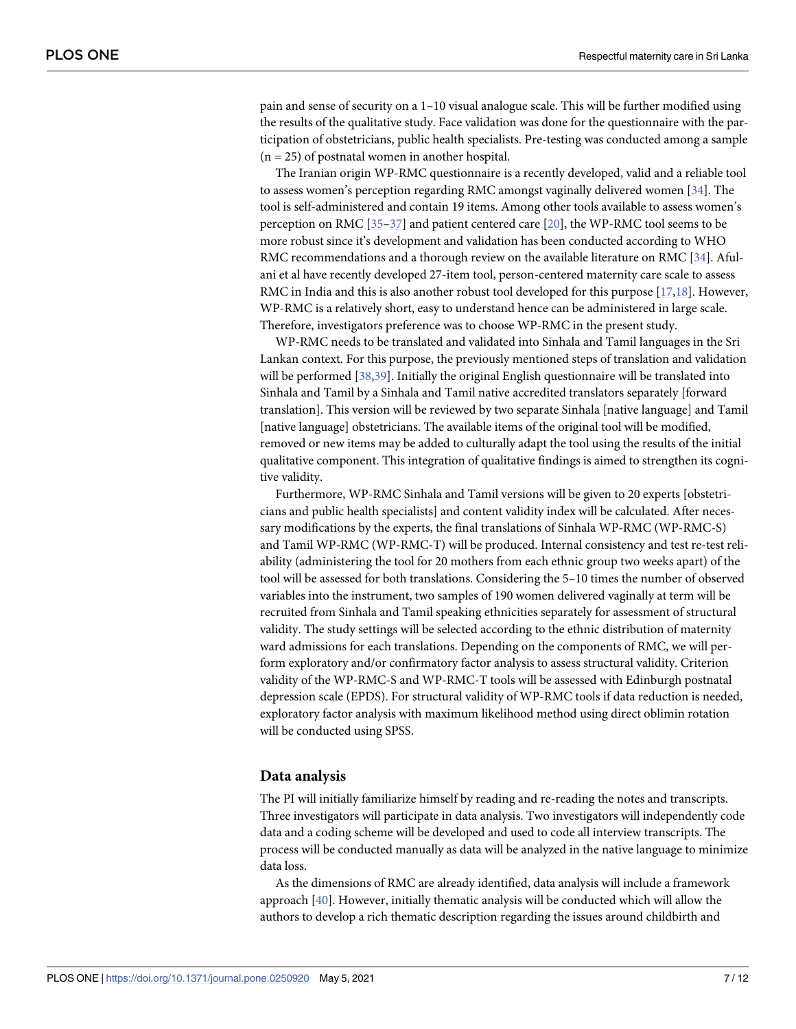pain and sense of security on a 1–10 visual analogue scale. This will be further modified using the results of the qualitative study. Face validation was done for the questionnaire with the participation of obstetricians, public health specialists. Pre-testing was conducted among a sample (n = 25) of postnatal women in another hospital.

The Iranian origin WP-RMC questionnaire is a recently developed, valid and a reliable tool to assess women's perception regarding RMC amongst vaginally delivered women [34]. The tool is self-administered and contain 19 items. Among other tools available to assess women's perception on RMC [35–37] and patient centered care [20], the WP-RMC tool seems to be more robust since it's development and validation has been conducted according to WHO RMC recommendations and a thorough review on the available literature on RMC [34]. Afulani et al have recently developed 27-item tool, person-centered maternity care scale to assess RMC in India and this is also another robust tool developed for this purpose [17,18]. However, WP-RMC is a relatively short, easy to understand hence can be administered in large scale. Therefore, investigators preference was to choose WP-RMC in the present study.

WP-RMC needs to be translated and validated into Sinhala and Tamil languages in the Sri Lankan context. For this purpose, the previously mentioned steps of translation and validation will be performed [38,39]. Initially the original English questionnaire will be translated into Sinhala and Tamil by a Sinhala and Tamil native accredited translators separately [forward translation]. This version will be reviewed by two separate Sinhala [native language] and Tamil [native language] obstetricians. The available items of the original tool will be modified, removed or new items may be added to culturally adapt the tool using the results of the initial qualitative component. This integration of qualitative findings is aimed to strengthen its cognitive validity.

Furthermore, WP-RMC Sinhala and Tamil versions will be given to 20 experts [obstetricians and public health specialists] and content validity index will be calculated. After necessary modifications by the experts, the final translations of Sinhala WP-RMC (WP-RMC-S) and Tamil WP-RMC (WP-RMC-T) will be produced. Internal consistency and test re-test reliability (administering the tool for 20 mothers from each ethnic group two weeks apart) of the tool will be assessed for both translations. Considering the 5–10 times the number of observed variables into the instrument, two samples of 190 women delivered vaginally at term will be recruited from Sinhala and Tamil speaking ethnicities separately for assessment of structural validity. The study settings will be selected according to the ethnic distribution of maternity ward admissions for each translations. Depending on the components of RMC, we will perform exploratory and/or confirmatory factor analysis to assess structural validity. Criterion validity of the WP-RMC-S and WP-RMC-T tools will be assessed with Edinburgh postnatal depression scale (EPDS). For structural validity of WP-RMC tools if data reduction is needed, exploratory factor analysis with maximum likelihood method using direct oblimin rotation will be conducted using SPSS.

## Data analysis

The PI will initially familiarize himself by reading and re-reading the notes and transcripts. Three investigators will participate in data analysis. Two investigators will independently code data and a coding scheme will be developed and used to code all interview transcripts. The process will be conducted manually as data will be analyzed in the native language to minimize data loss.

As the dimensions of RMC are already identified, data analysis will include a framework approach [40]. However, initially thematic analysis will be conducted which will allow the authors to develop a rich thematic description regarding the issues around childbirth and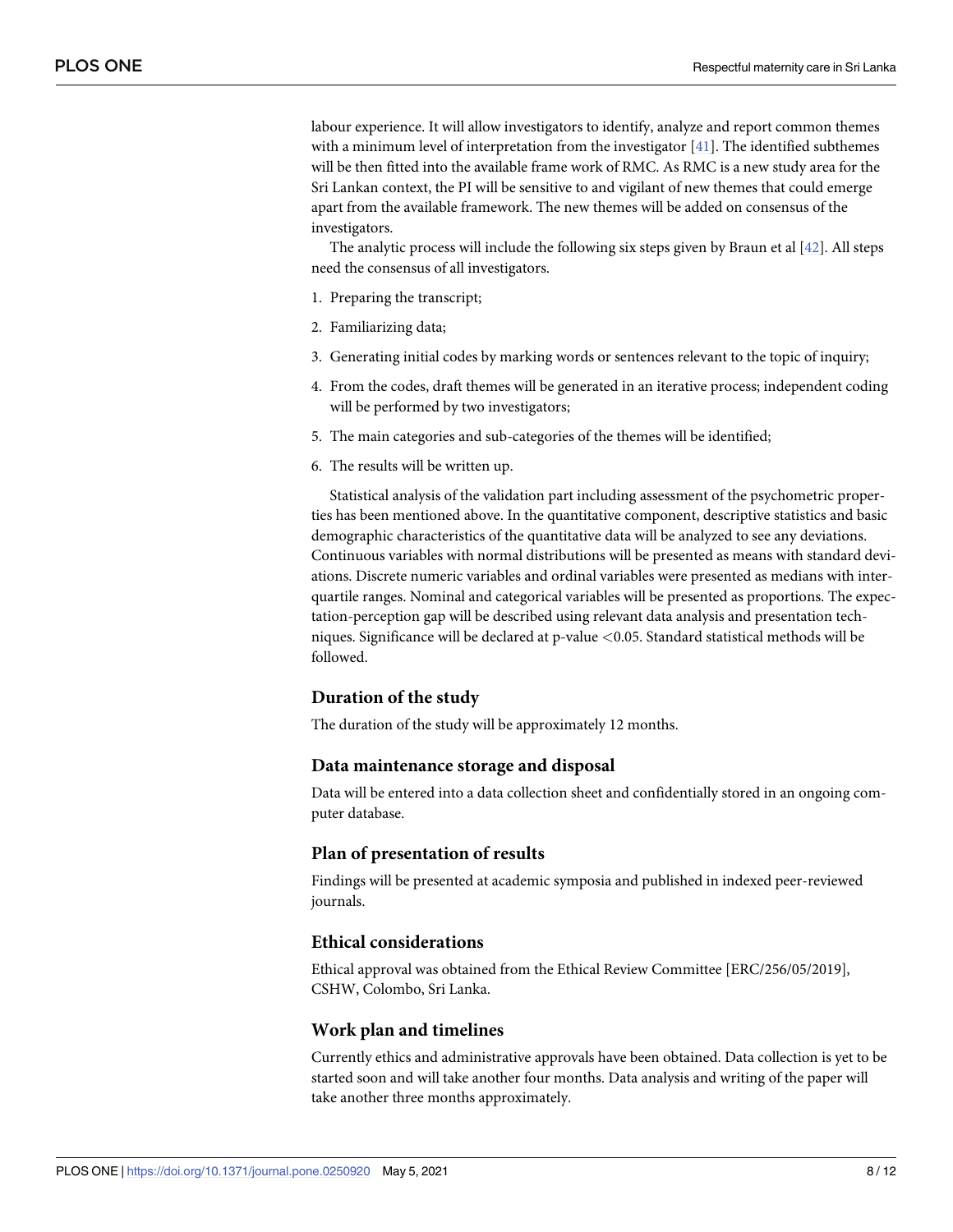labour experience. It will allow investigators to identify, analyze and report common themes with a minimum level of interpretation from the investigator [41]. The identified subthemes will be then fitted into the available frame work of RMC. As RMC is a new study area for the Sri Lankan context, the PI will be sensitive to and vigilant of new themes that could emerge apart from the available framework. The new themes will be added on consensus of the investigators.

The analytic process will include the following six steps given by Braun et al [42]. All steps need the consensus of all investigators.

1. Preparing the transcript;
2. Familiarizing data;
3. Generating initial codes by marking words or sentences relevant to the topic of inquiry;
4. From the codes, draft themes will be generated in an iterative process; independent coding will be performed by two investigators;
5. The main categories and sub-categories of the themes will be identified;
6. The results will be written up.

Statistical analysis of the validation part including assessment of the psychometric properties has been mentioned above. In the quantitative component, descriptive statistics and basic demographic characteristics of the quantitative data will be analyzed to see any deviations. Continuous variables with normal distributions will be presented as means with standard deviations. Discrete numeric variables and ordinal variables were presented as medians with interquartile ranges. Nominal and categorical variables will be presented as proportions. The expectation-perception gap will be described using relevant data analysis and presentation techniques. Significance will be declared at p-value $<0.05$. Standard statistical methods will be followed.

### Duration of the study

The duration of the study will be approximately 12 months.

### Data maintenance storage and disposal

Data will be entered into a data collection sheet and confidentially stored in an ongoing computer database.

### Plan of presentation of results

Findings will be presented at academic symposia and published in indexed peer-reviewed journals.

### Ethical considerations

Ethical approval was obtained from the Ethical Review Committee [ERC/256/05/2019], CSHW, Colombo, Sri Lanka.

### Work plan and timelines

Currently ethics and administrative approvals have been obtained. Data collection is yet to be started soon and will take another four months. Data analysis and writing of the paper will take another three months approximately.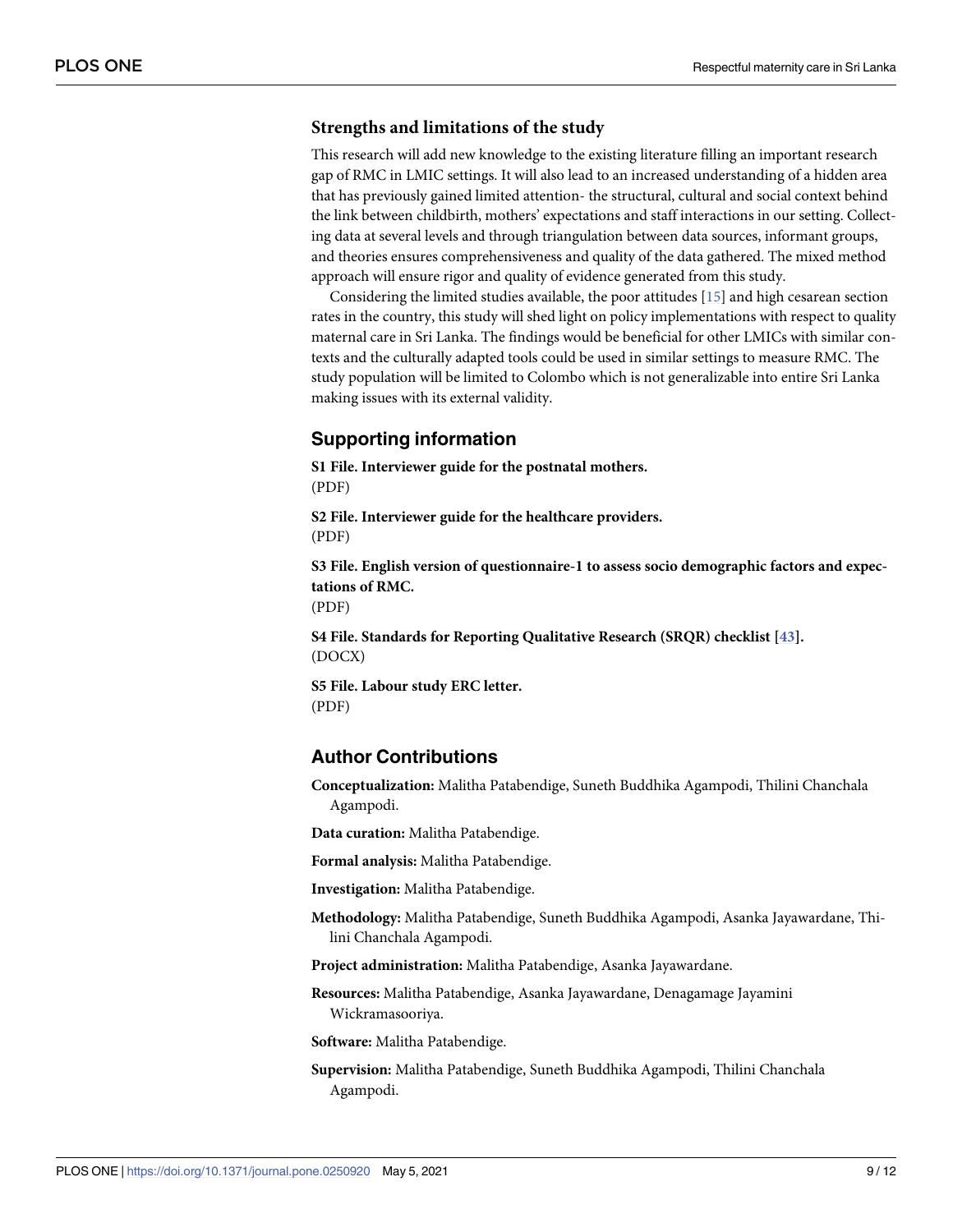### Strengths and limitations of the study

This research will add new knowledge to the existing literature filling an important research gap of RMC in LMIC settings. It will also lead to an increased understanding of a hidden area that has previously gained limited attention- the structural, cultural and social context behind the link between childbirth, mothers' expectations and staff interactions in our setting. Collecting data at several levels and through triangulation between data sources, informant groups, and theories ensures comprehensiveness and quality of the data gathered. The mixed method approach will ensure rigor and quality of evidence generated from this study.

Considering the limited studies available, the poor attitudes [15] and high cesarean section rates in the country, this study will shed light on policy implementations with respect to quality maternal care in Sri Lanka. The findings would be beneficial for other LMICs with similar contexts and the culturally adapted tools could be used in similar settings to measure RMC. The study population will be limited to Colombo which is not generalizable into entire Sri Lanka making issues with its external validity.

## Supporting information

**S1 File. Interviewer guide for the postnatal mothers.**
(PDF)

**S2 File. Interviewer guide for the healthcare providers.**
(PDF)

**S3 File. English version of questionnaire-1 to assess socio demographic factors and expectations of RMC.**
(PDF)

**S4 File. Standards for Reporting Qualitative Research (SRQR) checklist [43].**
(DOCX)

**S5 File. Labour study ERC letter.**
(PDF)

## Author Contributions

**Conceptualization:** Malitha Patabendige, Suneth Buddhika Agampodi, Thilini Chanchala Agampodi.

**Data curation:** Malitha Patabendige.

**Formal analysis:** Malitha Patabendige.

**Investigation:** Malitha Patabendige.

**Methodology:** Malitha Patabendige, Suneth Buddhika Agampodi, Asanka Jayawardane, Thilini Chanchala Agampodi.

**Project administration:** Malitha Patabendige, Asanka Jayawardane.

**Resources:** Malitha Patabendige, Asanka Jayawardane, Denagamage Jayamini Wickramasooriya.

**Software:** Malitha Patabendige.

**Supervision:** Malitha Patabendige, Suneth Buddhika Agampodi, Thilini Chanchala Agampodi.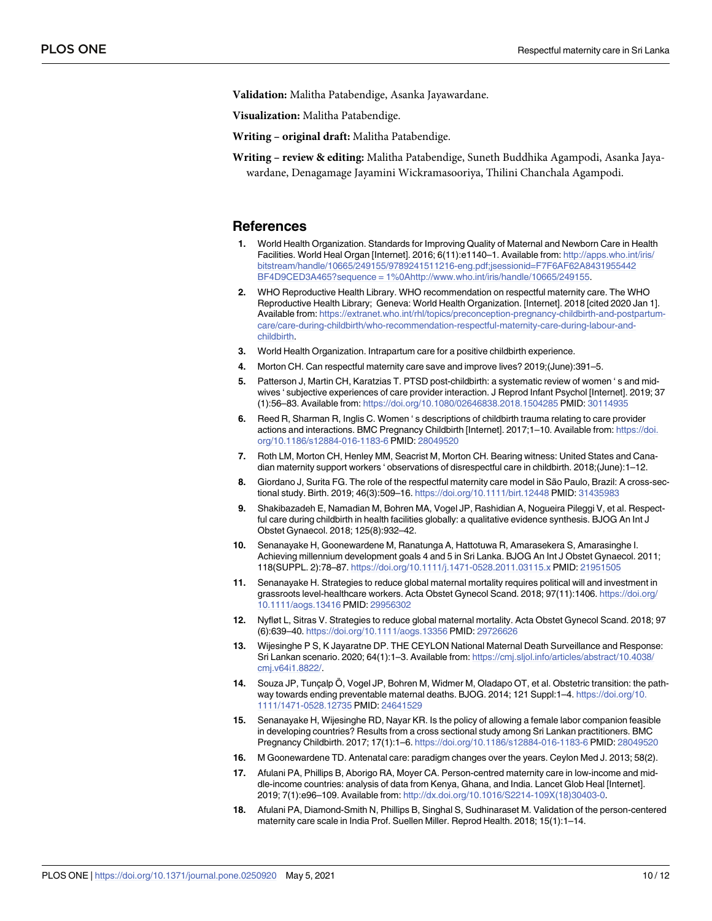**Validation:** Malitha Patabendige, Asanka Jayawardane.

**Visualization:** Malitha Patabendige.

**Writing – original draft:** Malitha Patabendige.

**Writing – review & editing:** Malitha Patabendige, Suneth Buddhika Agampodi, Asanka Jayawardane, Denagamage Jayamini Wickramasooriya, Thilini Chanchala Agampodi.

## References

1. World Health Organization. Standards for Improving Quality of Maternal and Newborn Care in Health Facilities. World Heal Organ [Internet]. 2016; 6(11):e1140–1. Available from: http://apps.who.int/iris/bitstream/handle/10665/249155/9789241511216-eng.pdf;jsessionid=F7F6AF62A8431955442BF4D9CED3A465?sequence = 1%0Ahttp://www.who.int/iris/handle/10665/249155.
2. WHO Reproductive Health Library. WHO recommendation on respectful maternity care. The WHO Reproductive Health Library; Geneva: World Health Organization. [Internet]. 2018 [cited 2020 Jan 1]. Available from: https://extranet.who.int/rhl/topics/preconception-pregnancy-childbirth-and-postpartum-care/care-during-childbirth/who-recommendation-respectful-maternity-care-during-labour-and-childbirth.
3. World Health Organization. Intrapartum care for a positive childbirth experience.
4. Morton CH. Can respectful maternity care save and improve lives? 2019;(June):391–5.
5. Patterson J, Martin CH, Karatzias T. PTSD post-childbirth: a systematic review of women ' s and midwives ' subjective experiences of care provider interaction. J Reprod Infant Psychol [Internet]. 2019; 37 (1):56–83. Available from: https://doi.org/10.1080/02646838.2018.1504285 PMID: 30114935
6. Reed R, Sharman R, Inglis C. Women ' s descriptions of childbirth trauma relating to care provider actions and interactions. BMC Pregnancy Childbirth [Internet]. 2017;1–10. Available from: https://doi.org/10.1186/s12884-016-1183-6 PMID: 28049520
7. Roth LM, Morton CH, Henley MM, Seacrist M, Morton CH. Bearing witness: United States and Canadian maternity support workers ' observations of disrespectful care in childbirth. 2018;(June):1–12.
8. Giordano J, Surita FG. The role of the respectful maternity care model in São Paulo, Brazil: A cross-sectional study. Birth. 2019; 46(3):509–16. https://doi.org/10.1111/birt.12448 PMID: 31435983
9. Shakibazadeh E, Namadian M, Bohren MA, Vogel JP, Rashidian A, Nogueira Pileggi V, et al. Respectful care during childbirth in health facilities globally: a qualitative evidence synthesis. BJOG An Int J Obstet Gynaecol. 2018; 125(8):932–42.
10. Senanayake H, Goonewardene M, Ranatunga A, Hattotuwa R, Amarasekera S, Amarasinghe I. Achieving millennium development goals 4 and 5 in Sri Lanka. BJOG An Int J Obstet Gynaecol. 2011; 118(SUPPL. 2):78–87. https://doi.org/10.1111/j.1471-0528.2011.03115.x PMID: 21951505
11. Senanayake H. Strategies to reduce global maternal mortality requires political will and investment in grassroots level-healthcare workers. Acta Obstet Gynecol Scand. 2018; 97(11):1406. https://doi.org/10.1111/aogs.13416 PMID: 29956302
12. Nyfløt L, Sitras V. Strategies to reduce global maternal mortality. Acta Obstet Gynecol Scand. 2018; 97 (6):639–40. https://doi.org/10.1111/aogs.13356 PMID: 29726626
13. Wijesinghe P S, K Jayaratne DP. THE CEYLON National Maternal Death Surveillance and Response: Sri Lankan scenario. 2020; 64(1):1–3. Available from: https://cmj.sljol.info/articles/abstract/10.4038/cmj.v64i1.8822/.
14. Souza JP, Tunçalp Ö, Vogel JP, Bohren M, Widmer M, Oladapo OT, et al. Obstetric transition: the pathway towards ending preventable maternal deaths. BJOG. 2014; 121 Suppl:1–4. https://doi.org/10.1111/1471-0528.12735 PMID: 24641529
15. Senanayake H, Wijesinghe RD, Nayar KR. Is the policy of allowing a female labor companion feasible in developing countries? Results from a cross sectional study among Sri Lankan practitioners. BMC Pregnancy Childbirth. 2017; 17(1):1–6. https://doi.org/10.1186/s12884-016-1183-6 PMID: 28049520
16. M Goonewardene TD. Antenatal care: paradigm changes over the years. Ceylon Med J. 2013; 58(2).
17. Afulani PA, Phillips B, Aborigo RA, Moyer CA. Person-centred maternity care in low-income and middle-income countries: analysis of data from Kenya, Ghana, and India. Lancet Glob Heal [Internet]. 2019; 7(1):e96–109. Available from: http://dx.doi.org/10.1016/S2214-109X(18)30403-0.
18. Afulani PA, Diamond-Smith N, Phillips B, Singhal S, Sudhinaraset M. Validation of the person-centered maternity care scale in India Prof. Suellen Miller. Reprod Health. 2018; 15(1):1–14.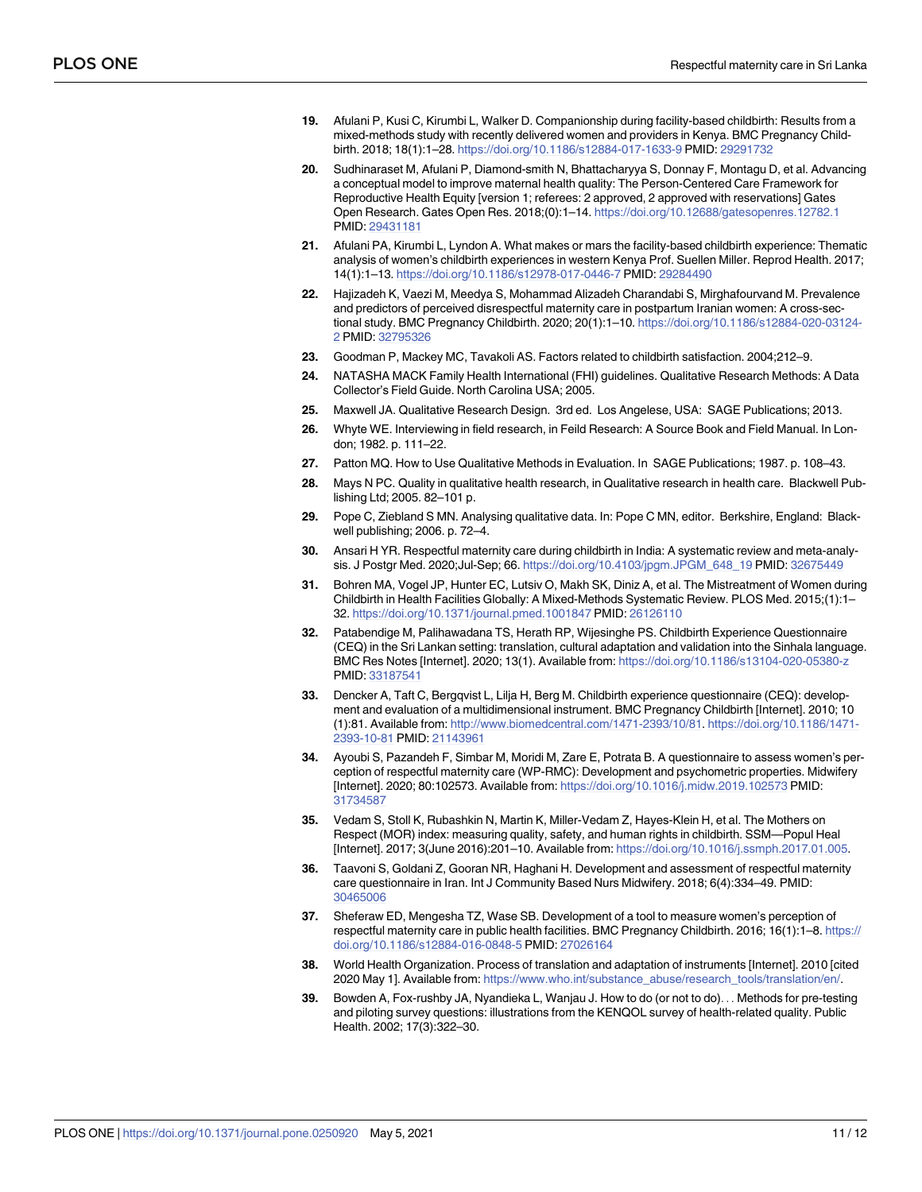19. Afulani P, Kusi C, Kirumbi L, Walker D. Companionship during facility-based childbirth: Results from a mixed-methods study with recently delivered women and providers in Kenya. BMC Pregnancy Childbirth. 2018; 18(1):1–28. https://doi.org/10.1186/s12884-017-1633-9 PMID: 29291732

20. Sudhinaraset M, Afulani P, Diamond-smith N, Bhattacharyya S, Donnay F, Montagu D, et al. Advancing a conceptual model to improve maternal health quality: The Person-Centered Care Framework for Reproductive Health Equity [version 1; referees: 2 approved, 2 approved with reservations] Gates Open Research. Gates Open Res. 2018;(0):1–14. https://doi.org/10.12688/gatesopenres.12782.1 PMID: 29431181

21. Afulani PA, Kirumbi L, Lyndon A. What makes or mars the facility-based childbirth experience: Thematic analysis of women's childbirth experiences in western Kenya Prof. Suellen Miller. Reprod Health. 2017; 14(1):1–13. https://doi.org/10.1186/s12978-017-0446-7 PMID: 29284490

22. Hajizadeh K, Vaezi M, Meedya S, Mohammad Alizadeh Charandabi S, Mirghafourvand M. Prevalence and predictors of perceived disrespectful maternity care in postpartum Iranian women: A cross-sectional study. BMC Pregnancy Childbirth. 2020; 20(1):1–10. https://doi.org/10.1186/s12884-020-03124-2 PMID: 32795326

23. Goodman P, Mackey MC, Tavakoli AS. Factors related to childbirth satisfaction. 2004;212–9.

24. NATASHA MACK Family Health International (FHI) guidelines. Qualitative Research Methods: A Data Collector's Field Guide. North Carolina USA; 2005.

25. Maxwell JA. Qualitative Research Design. 3rd ed. Los Angelese, USA: SAGE Publications; 2013.

26. Whyte WE. Interviewing in field research, in Feild Research: A Source Book and Field Manual. In London; 1982. p. 111–22.

27. Patton MQ. How to Use Qualitative Methods in Evaluation. In SAGE Publications; 1987. p. 108–43.

28. Mays N PC. Quality in qualitative health research, in Qualitative research in health care. Blackwell Publishing Ltd; 2005. 82–101 p.

29. Pope C, Ziebland S MN. Analysing qualitative data. In: Pope C MN, editor. Berkshire, England: Blackwell publishing; 2006. p. 72–4.

30. Ansari H YR. Respectful maternity care during childbirth in India: A systematic review and meta-analysis. J Postgr Med. 2020;Jul-Sep; 66. https://doi.org/10.4103/jpgm.JPGM_648_19 PMID: 32675449

31. Bohren MA, Vogel JP, Hunter EC, Lutsiv O, Makh SK, Diniz A, et al. The Mistreatment of Women during Childbirth in Health Facilities Globally: A Mixed-Methods Systematic Review. PLOS Med. 2015;(1):1–32. https://doi.org/10.1371/journal.pmed.1001847 PMID: 26126110

32. Patabendige M, Palihawadana TS, Herath RP, Wijesinghe PS. Childbirth Experience Questionnaire (CEQ) in the Sri Lankan setting: translation, cultural adaptation and validation into the Sinhala language. BMC Res Notes [Internet]. 2020; 13(1). Available from: https://doi.org/10.1186/s13104-020-05380-z PMID: 33187541

33. Dencker A, Taft C, Bergqvist L, Lilja H, Berg M. Childbirth experience questionnaire (CEQ): development and evaluation of a multidimensional instrument. BMC Pregnancy Childbirth [Internet]. 2010; 10 (1):81. Available from: http://www.biomedcentral.com/1471-2393/10/81. https://doi.org/10.1186/1471-2393-10-81 PMID: 21143961

34. Ayoubi S, Pazandeh F, Simbar M, Moridi M, Zare E, Potrata B. A questionnaire to assess women's perception of respectful maternity care (WP-RMC): Development and psychometric properties. Midwifery [Internet]. 2020; 80:102573. Available from: https://doi.org/10.1016/j.midw.2019.102573 PMID: 31734587

35. Vedam S, Stoll K, Rubashkin N, Martin K, Miller-Vedam Z, Hayes-Klein H, et al. The Mothers on Respect (MOR) index: measuring quality, safety, and human rights in childbirth. SSM—Popul Heal [Internet]. 2017; 3(June 2016):201–10. Available from: https://doi.org/10.1016/j.ssmph.2017.01.005.

36. Taavoni S, Goldani Z, Gooran NR, Haghani H. Development and assessment of respectful maternity care questionnaire in Iran. Int J Community Based Nurs Midwifery. 2018; 6(4):334–49. PMID: 30465006

37. Sheferaw ED, Mengesha TZ, Wase SB. Development of a tool to measure women's perception of respectful maternity care in public health facilities. BMC Pregnancy Childbirth. 2016; 16(1):1–8. https://doi.org/10.1186/s12884-016-0848-5 PMID: 27026164

38. World Health Organization. Process of translation and adaptation of instruments [Internet]. 2010 [cited 2020 May 1]. Available from: https://www.who.int/substance_abuse/research_tools/translation/en/.

39. Bowden A, Fox-rushby JA, Nyandieka L, Wanjau J. How to do (or not to do). . . Methods for pre-testing and piloting survey questions: illustrations from the KENQOL survey of health-related quality. Public Health. 2002; 17(3):322–30.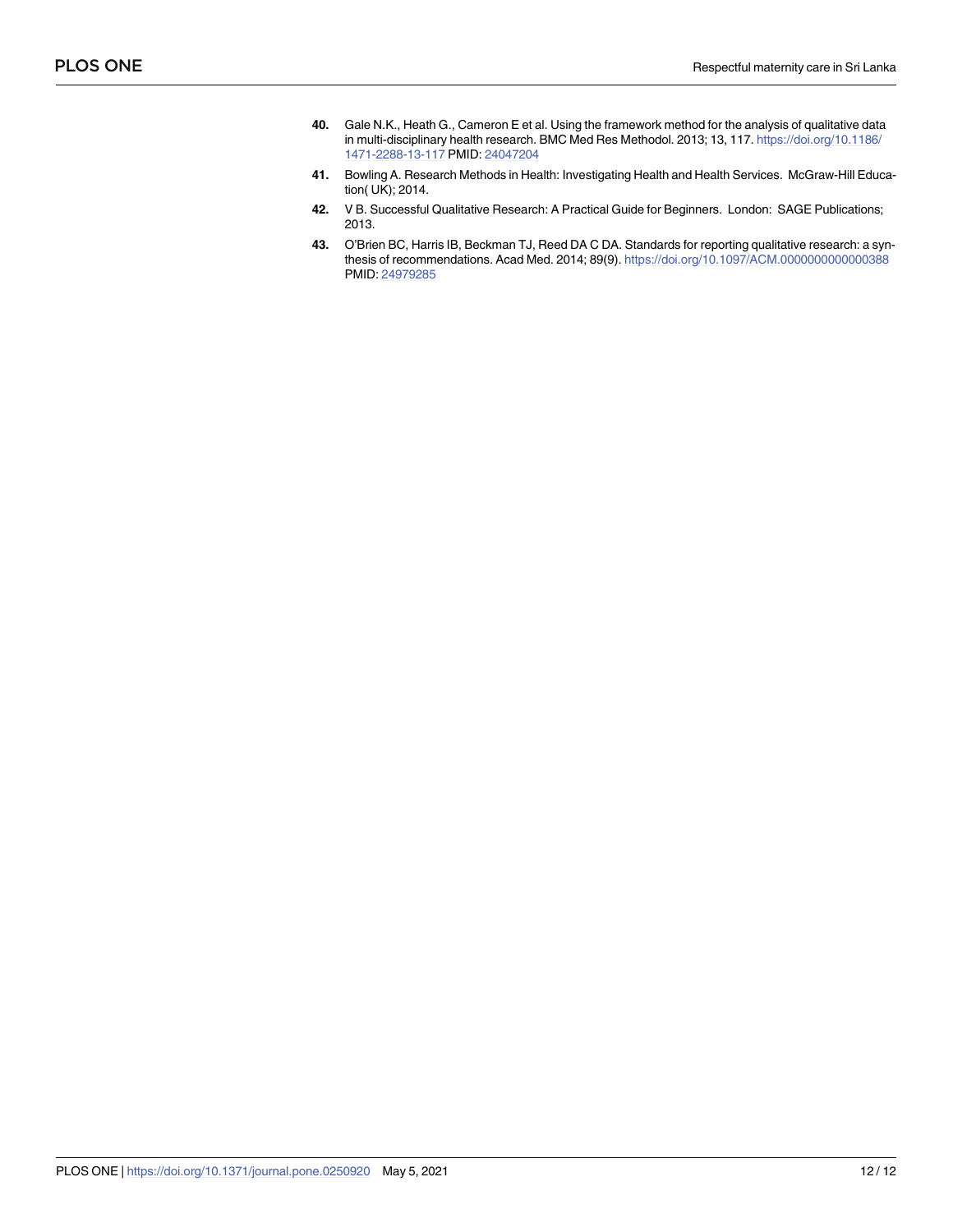40. Gale N.K., Heath G., Cameron E et al. Using the framework method for the analysis of qualitative data in multi-disciplinary health research. BMC Med Res Methodol. 2013; 13, 117. https://doi.org/10.1186/1471-2288-13-117 PMID: 24047204

41. Bowling A. Research Methods in Health: Investigating Health and Health Services. McGraw-Hill Education( UK); 2014.

42. V B. Successful Qualitative Research: A Practical Guide for Beginners. London: SAGE Publications; 2013.

43. O'Brien BC, Harris IB, Beckman TJ, Reed DA C DA. Standards for reporting qualitative research: a synthesis of recommendations. Acad Med. 2014; 89(9). https://doi.org/10.1097/ACM.0000000000000388 PMID: 24979285